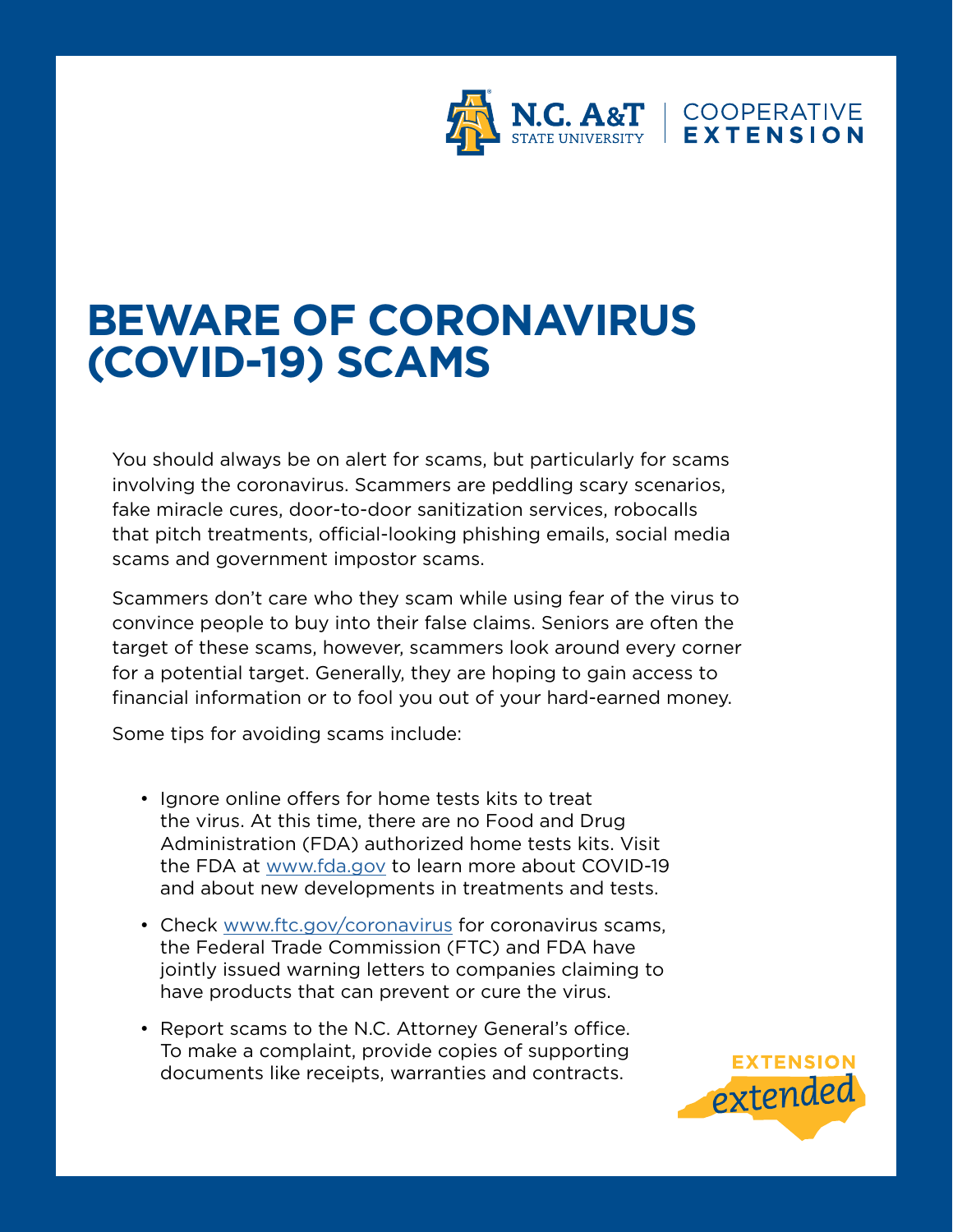N.C. A&T STATE UNIVERSITY | COOPERATIVE EXTENSION

# BEWARE OF CORONAVIRUS (COVID-19) SCAMS

You should always be on alert for scams, but particularly for scams involving the coronavirus. Scammers are peddling scary scenarios, fake miracle cures, door-to-door sanitization services, robocalls that pitch treatments, official-looking phishing emails, social media scams and government impostor scams.

Scammers don't care who they scam while using fear of the virus to convince people to buy into their false claims. Seniors are often the target of these scams, however, scammers look around every corner for a potential target. Generally, they are hoping to gain access to financial information or to fool you out of your hard-earned money.

Some tips for avoiding scams include:

- Ignore online offers for home tests kits to treat the virus. At this time, there are no Food and Drug Administration (FDA) authorized home tests kits. Visit the FDA at www.fda.gov to learn more about COVID-19 and about new developments in treatments and tests.
- Check www.ftc.gov/coronavirus for coronavirus scams, the Federal Trade Commission (FTC) and FDA have jointly issued warning letters to companies claiming to have products that can prevent or cure the virus.
- Report scams to the N.C. Attorney General's office. To make a complaint, provide copies of supporting documents like receipts, warranties and contracts.

EXTENSION *extended*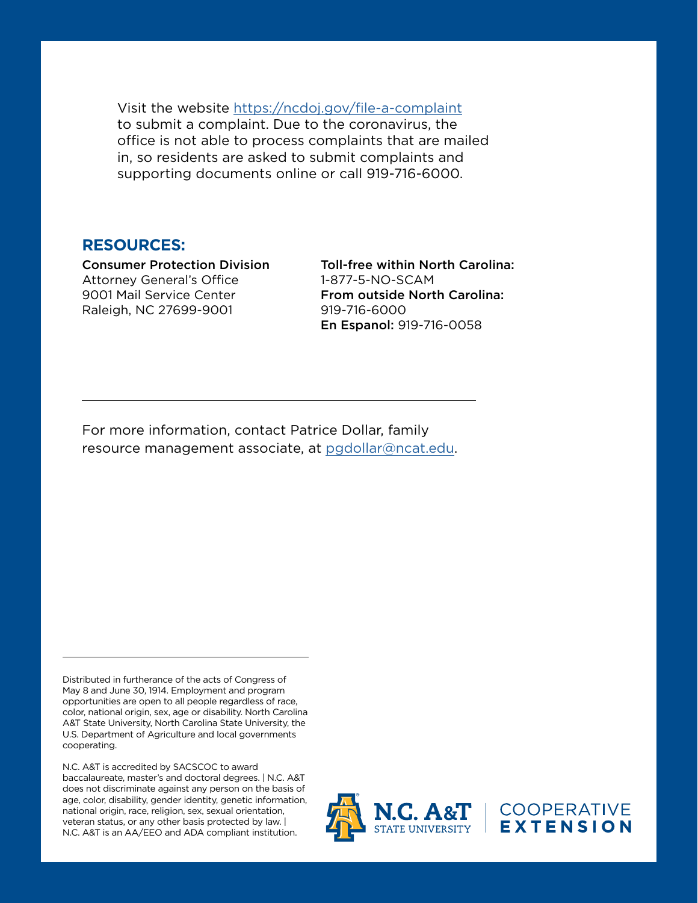Visit the website https://ncdoj.gov/file-a-complaint to submit a complaint. Due to the coronavirus, the office is not able to process complaints that are mailed in, so residents are asked to submit complaints and supporting documents online or call 919-716-6000.

## RESOURCES:

**Consumer Protection Division**
Attorney General's Office
9001 Mail Service Center
Raleigh, NC 27699-9001

**Toll-free within North Carolina:**
1-877-5-NO-SCAM
**From outside North Carolina:**
919-716-6000
**En Espanol:** 919-716-0058

---

For more information, contact Patrice Dollar, family resource management associate, at pgdollar@ncat.edu.

---

Distributed in furtherance of the acts of Congress of May 8 and June 30, 1914. Employment and program opportunities are open to all people regardless of race, color, national origin, sex, age or disability. North Carolina A&T State University, North Carolina State University, the U.S. Department of Agriculture and local governments cooperating.

N.C. A&T is accredited by SACSCOC to award baccalaureate, master's and doctoral degrees. | N.C. A&T does not discriminate against any person on the basis of age, color, disability, gender identity, genetic information, national origin, race, religion, sex, sexual orientation, veteran status, or any other basis protected by law. | N.C. A&T is an AA/EEO and ADA compliant institution.

N.C. A&T STATE UNIVERSITY | COOPERATIVE EXTENSION